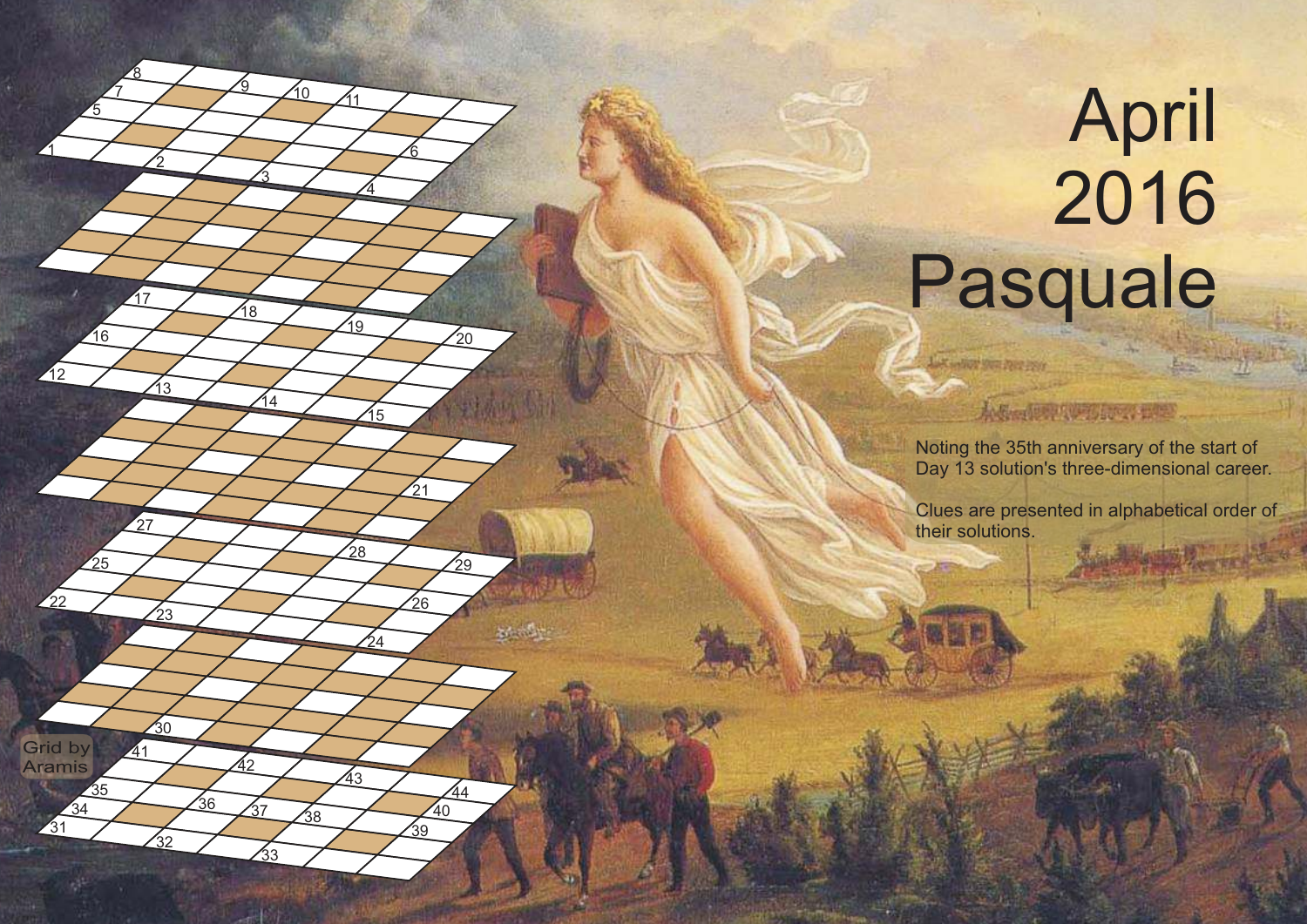# April 2016 Pasquale

Noting the 35th anniversary of the start of Day 13 solution's three-dimensional career.

Clues are presented in alphabetical order of their solutions.

Grid by Aramis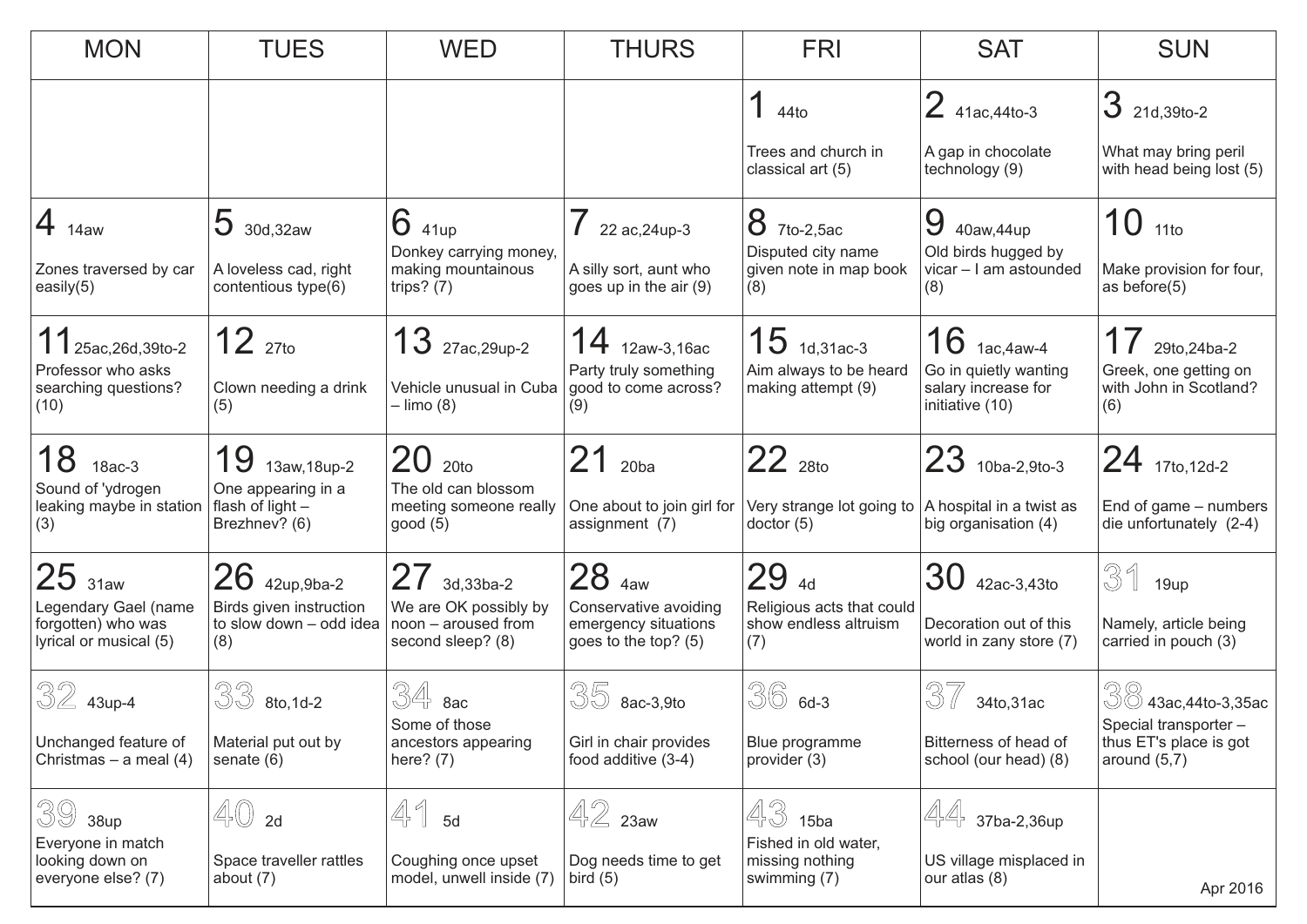| MON | TUES | WED | THURS | FRI | SAT | SUN |
|---|---|---|---|---|---|---|
| | | | | 1 44to<br>Trees and church in classical art (5) | 2 41ac,44to-3<br>A gap in chocolate technology (9) | 3 21d,39to-2<br>What may bring peril with head being lost (5) |
| 4 14aw<br>Zones traversed by car easily(5) | 5 30d,32aw<br>A loveless cad, right contentious type(6) | 6 41up<br>Donkey carrying money, making mountainous trips? (7) | 7 22 ac,24up-3<br>A silly sort, aunt who goes up in the air (9) | 8 7to-2,5ac<br>Disputed city name given note in map book (8) | 9 40aw,44up<br>Old birds hugged by vicar – I am astounded (8) | 10 11to<br>Make provision for four, as before(5) |
| 11 25ac,26d,39to-2<br>Professor who asks searching questions? (10) | 12 27to<br>Clown needing a drink (5) | 13 27ac,29up-2<br>Vehicle unusual in Cuba – limo (8) | 14 12aw-3,16ac<br>Party truly something good to come across? (9) | 15 1d,31ac-3<br>Aim always to be heard making attempt (9) | 16 1ac,4aw-4<br>Go in quietly wanting salary increase for initiative (10) | 17 29to,24ba-2<br>Greek, one getting on with John in Scotland? (6) |
| 18 18ac-3<br>Sound of 'ydrogen leaking maybe in station (3) | 19 13aw,18up-2<br>One appearing in a flash of light – Brezhnev? (6) | 20 20to<br>The old can blossom meeting someone really good (5) | 21 20ba<br>One about to join girl for assignment (7) | 22 28to<br>Very strange lot going to doctor (5) | 23 10ba-2,9to-3<br>A hospital in a twist as big organisation (4) | 24 17to,12d-2<br>End of game – numbers die unfortunately (2-4) |
| 25 31aw<br>Legendary Gael (name forgotten) who was lyrical or musical (5) | 26 42up,9ba-2<br>Birds given instruction to slow down – odd idea (8) | 27 3d,33ba-2<br>We are OK possibly by noon – aroused from second sleep? (8) | 28 4aw<br>Conservative avoiding emergency situations goes to the top? (5) | 29 4d<br>Religious acts that could show endless altruism (7) | 30 42ac-3,43to<br>Decoration out of this world in zany store (7) | 31 19up<br>Namely, article being carried in pouch (3) |
| 32 43up-4<br>Unchanged feature of Christmas – a meal (4) | 33 8to,1d-2<br>Material put out by senate (6) | 34 8ac<br>Some of those ancestors appearing here? (7) | 35 8ac-3,9to<br>Girl in chair provides food additive (3-4) | 36 6d-3<br>Blue programme provider (3) | 37 34to,31ac<br>Bitterness of head of school (our head) (8) | 38 43ac,44to-3,35ac<br>Special transporter – thus ET's place is got around (5,7) |
| 39 38up<br>Everyone in match looking down on everyone else? (7) | 40 2d<br>Space traveller rattles about (7) | 41 5d<br>Coughing once upset model, unwell inside (7) | 42 23aw<br>Dog needs time to get bird (5) | 43 15ba<br>Fished in old water, missing nothing swimming (7) | 44 37ba-2,36up<br>US village misplaced in our atlas (8) | Apr 2016 |